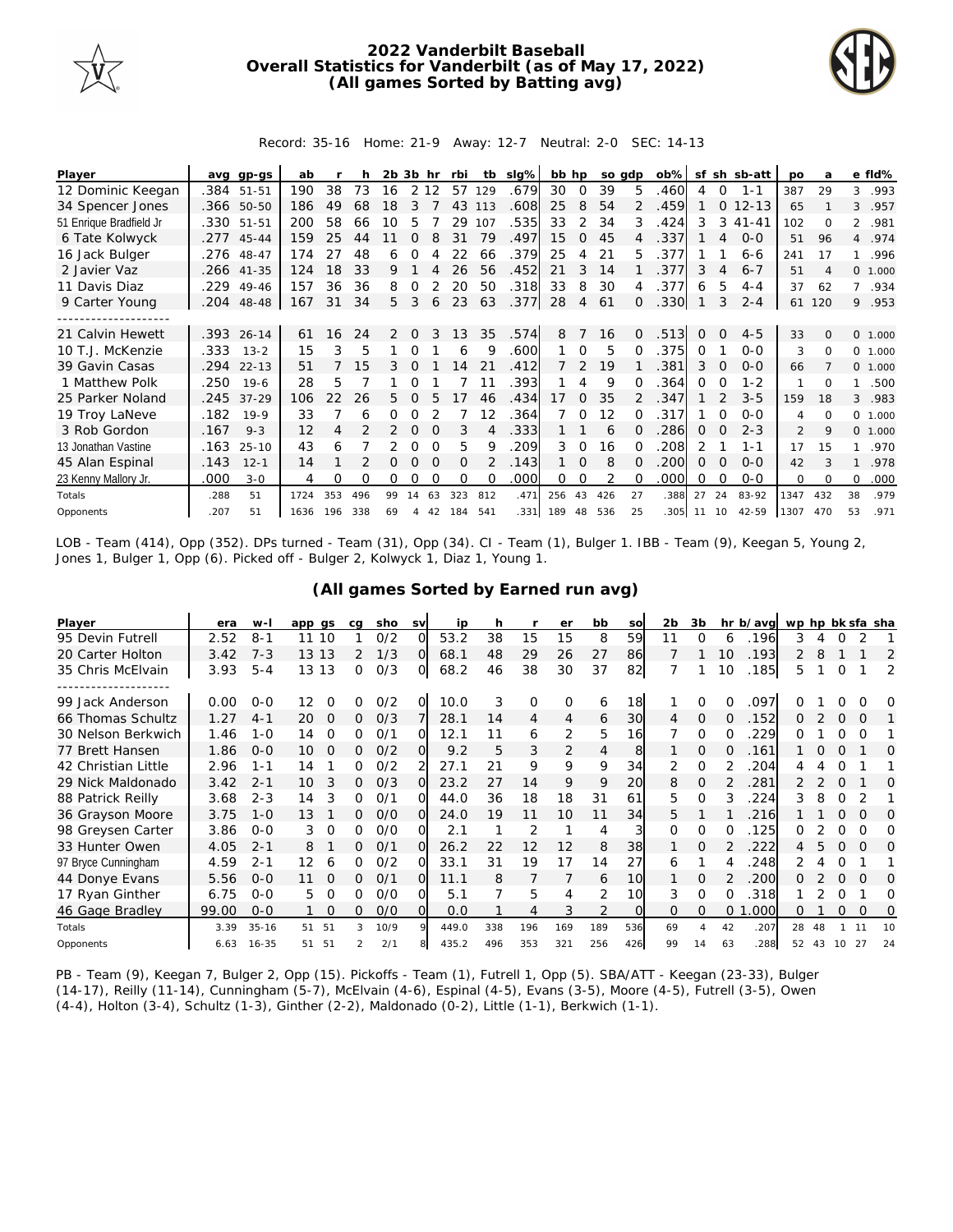# 2022 Vanderbilt Baseball
## Overall Statistics for Vanderbilt (as of May 17, 2022)
### (All games Sorted by Batting avg)

Record: 35-16 Home: 21-9 Away: 12-7 Neutral: 2-0 SEC: 14-13

| Player | avg | gp-gs | ab | r | h | 2b | 3b | hr | rbi | tb | slg% | bb | hp | so | gdp | ob% | sf | sh | sb-att | po | a | e | fld% |
|---|---|---|---|---|---|---|---|---|---|---|---|---|---|---|---|---|---|---|---|---|---|---|---|
| 12 Dominic Keegan | .384 | 51-51 | 190 | 38 | 73 | 16 | 2 | 12 | 57 | 129 | .679 | 30 | 0 | 39 | 5 | .460 | 4 | 0 | 1-1 | 387 | 29 | 3 | .993 |
| 34 Spencer Jones | .366 | 50-50 | 186 | 49 | 68 | 18 | 3 | 7 | 43 | 113 | .608 | 25 | 8 | 54 | 2 | .459 | 1 | 0 | 12-13 | 65 | 1 | 3 | .957 |
| 51 Enrique Bradfield Jr | .330 | 51-51 | 200 | 58 | 66 | 10 | 5 | 7 | 29 | 107 | .535 | 33 | 2 | 34 | 3 | .424 | 3 | 3 | 41-41 | 102 | 0 | 2 | .981 |
| 6 Tate Kolwyck | .277 | 45-44 | 159 | 25 | 44 | 11 | 0 | 8 | 31 | 79 | .497 | 15 | 0 | 45 | 4 | .337 | 1 | 4 | 0-0 | 51 | 96 | 4 | .974 |
| 16 Jack Bulger | .276 | 48-47 | 174 | 27 | 48 | 6 | 0 | 4 | 22 | 66 | .379 | 25 | 4 | 21 | 5 | .377 | 1 | 1 | 6-6 | 241 | 17 | 1 | .996 |
| 2 Javier Vaz | .266 | 41-35 | 124 | 18 | 33 | 9 | 1 | 4 | 26 | 56 | .452 | 21 | 3 | 14 | 1 | .377 | 3 | 4 | 6-7 | 51 | 4 | 0 | 1.000 |
| 11 Davis Diaz | .229 | 49-46 | 157 | 36 | 36 | 8 | 0 | 2 | 20 | 50 | .318 | 33 | 8 | 30 | 4 | .377 | 6 | 5 | 4-4 | 37 | 62 | 7 | .934 |
| 9 Carter Young | .204 | 48-48 | 167 | 31 | 34 | 5 | 3 | 6 | 23 | 63 | .377 | 28 | 4 | 61 | 0 | .330 | 1 | 3 | 2-4 | 61 | 120 | 9 | .953 |
| -------------------- | | | | | | | | | | | | | | | | | | | | | | | |
| 21 Calvin Hewett | .393 | 26-14 | 61 | 16 | 24 | 2 | 0 | 3 | 13 | 35 | .574 | 8 | 7 | 16 | 0 | .513 | 0 | 0 | 4-5 | 33 | 0 | 0 | 1.000 |
| 10 T.J. McKenzie | .333 | 13-2 | 15 | 3 | 5 | 1 | 0 | 1 | 6 | 9 | .600 | 1 | 0 | 5 | 0 | .375 | 0 | 1 | 0-0 | 3 | 0 | 0 | 1.000 |
| 39 Gavin Casas | .294 | 22-13 | 51 | 7 | 15 | 3 | 0 | 1 | 14 | 21 | .412 | 7 | 2 | 19 | 1 | .381 | 3 | 0 | 0-0 | 66 | 7 | 0 | 1.000 |
| 1 Matthew Polk | .250 | 19-6 | 28 | 5 | 7 | 1 | 0 | 1 | 7 | 11 | .393 | 1 | 4 | 9 | 0 | .364 | 0 | 0 | 1-2 | 1 | 0 | 1 | .500 |
| 25 Parker Noland | .245 | 37-29 | 106 | 22 | 26 | 5 | 0 | 5 | 17 | 46 | .434 | 17 | 0 | 35 | 2 | .347 | 1 | 2 | 3-5 | 159 | 18 | 3 | .983 |
| 19 Troy LaNeve | .182 | 19-9 | 33 | 7 | 6 | 0 | 0 | 2 | 7 | 12 | .364 | 7 | 0 | 12 | 0 | .317 | 1 | 0 | 0-0 | 4 | 0 | 0 | 1.000 |
| 3 Rob Gordon | .167 | 9-3 | 12 | 4 | 2 | 2 | 0 | 0 | 3 | 4 | .333 | 1 | 1 | 6 | 0 | .286 | 0 | 0 | 2-3 | 2 | 9 | 0 | 1.000 |
| 13 Jonathan Vastine | .163 | 25-10 | 43 | 6 | 7 | 2 | 0 | 0 | 5 | 9 | .209 | 3 | 0 | 16 | 0 | .208 | 2 | 1 | 1-1 | 17 | 15 | 1 | .970 |
| 45 Alan Espinal | .143 | 12-1 | 14 | 1 | 2 | 0 | 0 | 0 | 0 | 2 | .143 | 1 | 0 | 8 | 0 | .200 | 0 | 0 | 0-0 | 42 | 3 | 1 | .978 |
| 23 Kenny Mallory Jr. | .000 | 3-0 | 4 | 0 | 0 | 0 | 0 | 0 | 0 | 0 | .000 | 0 | 0 | 2 | 0 | .000 | 0 | 0 | 0-0 | 0 | 0 | 0 | .000 |
| Totals | .288 | 51 | 1724 | 353 | 496 | 99 | 14 | 63 | 323 | 812 | .471 | 256 | 43 | 426 | 27 | .388 | 27 | 24 | 83-92 | 1347 | 432 | 38 | .979 |
| Opponents | .207 | 51 | 1636 | 196 | 338 | 69 | 4 | 42 | 184 | 541 | .331 | 189 | 48 | 536 | 25 | .305 | 11 | 10 | 42-59 | 1307 | 470 | 53 | .971 |

LOB - Team (414), Opp (352). DPs turned - Team (31), Opp (34). CI - Team (1), Bulger 1. IBB - Team (9), Keegan 5, Young 2, Jones 1, Bulger 1, Opp (6). Picked off - Bulger 2, Kolwyck 1, Diaz 1, Young 1.

## (All games Sorted by Earned run avg)

| Player | era | w-l | app | gs | cg | sho | sv | ip | h | r | er | bb | so | 2b | 3b | hr | b/avg | wp | hp | bk | sfa | sha |
|---|---|---|---|---|---|---|---|---|---|---|---|---|---|---|---|---|---|---|---|---|---|---|
| 95 Devin Futrell | 2.52 | 8-1 | 11 | 10 | 1 | 0/2 | 0 | 53.2 | 38 | 15 | 15 | 8 | 59 | 11 | 0 | 6 | .196 | 3 | 4 | 0 | 2 | 1 |
| 20 Carter Holton | 3.42 | 7-3 | 13 | 13 | 2 | 1/3 | 0 | 68.1 | 48 | 29 | 26 | 27 | 86 | 7 | 1 | 10 | .193 | 2 | 8 | 1 | 1 | 2 |
| 35 Chris McElvain | 3.93 | 5-4 | 13 | 13 | 0 | 0/3 | 0 | 68.2 | 46 | 38 | 30 | 37 | 82 | 7 | 1 | 10 | .185 | 5 | 1 | 0 | 1 | 2 |
| -------------------- | | | | | | | | | | | | | | | | | | | | | | |
| 99 Jack Anderson | 0.00 | 0-0 | 12 | 0 | 0 | 0/2 | 0 | 10.0 | 3 | 0 | 0 | 6 | 18 | 1 | 0 | 0 | .097 | 0 | 1 | 0 | 0 | 0 |
| 66 Thomas Schultz | 1.27 | 4-1 | 20 | 0 | 0 | 0/3 | 7 | 28.1 | 14 | 4 | 4 | 6 | 30 | 4 | 0 | 0 | .152 | 0 | 2 | 0 | 0 | 1 |
| 30 Nelson Berkwich | 1.46 | 1-0 | 14 | 0 | 0 | 0/1 | 0 | 12.1 | 11 | 6 | 2 | 5 | 16 | 7 | 0 | 0 | .229 | 0 | 1 | 0 | 0 | 1 |
| 77 Brett Hansen | 1.86 | 0-0 | 10 | 0 | 0 | 0/2 | 0 | 9.2 | 5 | 3 | 2 | 4 | 8 | 1 | 0 | 0 | .161 | 1 | 0 | 0 | 1 | 0 |
| 42 Christian Little | 2.96 | 1-1 | 14 | 1 | 0 | 0/2 | 2 | 27.1 | 21 | 9 | 9 | 9 | 34 | 2 | 0 | 2 | .204 | 4 | 4 | 0 | 1 | 1 |
| 29 Nick Maldonado | 3.42 | 2-1 | 10 | 3 | 0 | 0/3 | 0 | 23.2 | 27 | 14 | 9 | 9 | 20 | 8 | 0 | 2 | .281 | 2 | 2 | 0 | 1 | 0 |
| 88 Patrick Reilly | 3.68 | 2-3 | 14 | 3 | 0 | 0/1 | 0 | 44.0 | 36 | 18 | 18 | 31 | 61 | 5 | 0 | 3 | .224 | 3 | 8 | 0 | 2 | 1 |
| 36 Grayson Moore | 3.75 | 1-0 | 13 | 1 | 0 | 0/0 | 0 | 24.0 | 19 | 11 | 10 | 11 | 34 | 5 | 1 | 1 | .216 | 1 | 1 | 0 | 0 | 0 |
| 98 Greysen Carter | 3.86 | 0-0 | 3 | 0 | 0 | 0/0 | 0 | 2.1 | 1 | 2 | 1 | 4 | 3 | 0 | 0 | 0 | .125 | 0 | 2 | 0 | 0 | 0 |
| 33 Hunter Owen | 4.05 | 2-1 | 8 | 1 | 0 | 0/1 | 0 | 26.2 | 22 | 12 | 12 | 8 | 38 | 1 | 0 | 2 | .222 | 4 | 5 | 0 | 0 | 0 |
| 97 Bryce Cunningham | 4.59 | 2-1 | 12 | 6 | 0 | 0/2 | 0 | 33.1 | 31 | 19 | 17 | 14 | 27 | 6 | 1 | 4 | .248 | 2 | 4 | 0 | 1 | 1 |
| 44 Donye Evans | 5.56 | 0-0 | 11 | 0 | 0 | 0/1 | 0 | 11.1 | 8 | 7 | 7 | 6 | 10 | 1 | 0 | 2 | .200 | 0 | 2 | 0 | 0 | 0 |
| 17 Ryan Ginther | 6.75 | 0-0 | 5 | 0 | 0 | 0/0 | 0 | 5.1 | 7 | 5 | 4 | 2 | 10 | 3 | 0 | 0 | .318 | 1 | 2 | 0 | 1 | 0 |
| 46 Gage Bradley | 99.00 | 0-0 | 1 | 0 | 0 | 0/0 | 0 | 0.0 | 1 | 4 | 3 | 2 | 0 | 0 | 0 | 0 | 1.000 | 0 | 1 | 0 | 0 | 0 |
| Totals | 3.39 | 35-16 | 51 | 51 | 3 | 10/9 | 9 | 449.0 | 338 | 196 | 169 | 189 | 536 | 69 | 4 | 42 | .207 | 28 | 48 | 1 | 11 | 10 |
| Opponents | 6.63 | 16-35 | 51 | 51 | 2 | 2/1 | 8 | 435.2 | 496 | 353 | 321 | 256 | 426 | 99 | 14 | 63 | .288 | 52 | 43 | 10 | 27 | 24 |

PB - Team (9), Keegan 7, Bulger 2, Opp (15). Pickoffs - Team (1), Futrell 1, Opp (5). SBA/ATT - Keegan (23-33), Bulger (14-17), Reilly (11-14), Cunningham (5-7), McElvain (4-6), Espinal (4-5), Evans (3-5), Moore (4-5), Futrell (3-5), Owen (4-4), Holton (3-4), Schultz (1-3), Ginther (2-2), Maldonado (0-2), Little (1-1), Berkwich (1-1).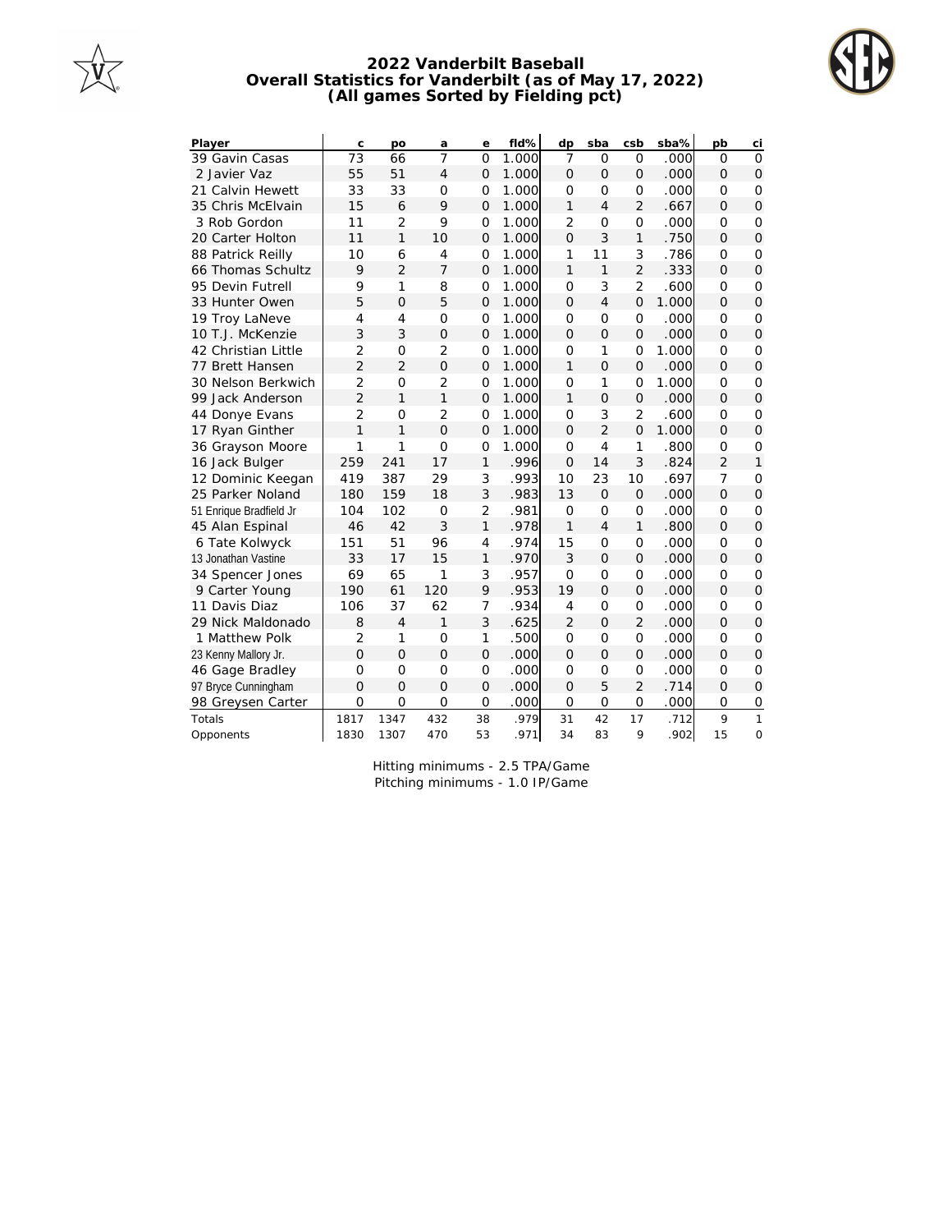# 2022 Vanderbilt Baseball
## Overall Statistics for Vanderbilt (as of May 17, 2022)
### (All games Sorted by Fielding pct)

| Player | c | po | a | e | fld% | dp | sba | csb | sba% | pb | ci |
|---|---|---|---|---|---|---|---|---|---|---|---|
| 39 Gavin Casas | 73 | 66 | 7 | 0 | 1.000 | 7 | 0 | 0 | .000 | 0 | 0 |
| 2 Javier Vaz | 55 | 51 | 4 | 0 | 1.000 | 0 | 0 | 0 | .000 | 0 | 0 |
| 21 Calvin Hewett | 33 | 33 | 0 | 0 | 1.000 | 0 | 0 | 0 | .000 | 0 | 0 |
| 35 Chris McElvain | 15 | 6 | 9 | 0 | 1.000 | 1 | 4 | 2 | .667 | 0 | 0 |
| 3 Rob Gordon | 11 | 2 | 9 | 0 | 1.000 | 2 | 0 | 0 | .000 | 0 | 0 |
| 20 Carter Holton | 11 | 1 | 10 | 0 | 1.000 | 0 | 3 | 1 | .750 | 0 | 0 |
| 88 Patrick Reilly | 10 | 6 | 4 | 0 | 1.000 | 1 | 11 | 3 | .786 | 0 | 0 |
| 66 Thomas Schultz | 9 | 2 | 7 | 0 | 1.000 | 1 | 1 | 2 | .333 | 0 | 0 |
| 95 Devin Futrell | 9 | 1 | 8 | 0 | 1.000 | 0 | 3 | 2 | .600 | 0 | 0 |
| 33 Hunter Owen | 5 | 0 | 5 | 0 | 1.000 | 0 | 4 | 0 | 1.000 | 0 | 0 |
| 19 Troy LaNeve | 4 | 4 | 0 | 0 | 1.000 | 0 | 0 | 0 | .000 | 0 | 0 |
| 10 T.J. McKenzie | 3 | 3 | 0 | 0 | 1.000 | 0 | 0 | 0 | .000 | 0 | 0 |
| 42 Christian Little | 2 | 0 | 2 | 0 | 1.000 | 0 | 1 | 0 | 1.000 | 0 | 0 |
| 77 Brett Hansen | 2 | 2 | 0 | 0 | 1.000 | 1 | 0 | 0 | .000 | 0 | 0 |
| 30 Nelson Berkwich | 2 | 0 | 2 | 0 | 1.000 | 0 | 1 | 0 | 1.000 | 0 | 0 |
| 99 Jack Anderson | 2 | 1 | 1 | 0 | 1.000 | 1 | 0 | 0 | .000 | 0 | 0 |
| 44 Donye Evans | 2 | 0 | 2 | 0 | 1.000 | 0 | 3 | 2 | .600 | 0 | 0 |
| 17 Ryan Ginther | 1 | 1 | 0 | 0 | 1.000 | 0 | 2 | 0 | 1.000 | 0 | 0 |
| 36 Grayson Moore | 1 | 1 | 0 | 0 | 1.000 | 0 | 4 | 1 | .800 | 0 | 0 |
| 16 Jack Bulger | 259 | 241 | 17 | 1 | .996 | 0 | 14 | 3 | .824 | 2 | 1 |
| 12 Dominic Keegan | 419 | 387 | 29 | 3 | .993 | 10 | 23 | 10 | .697 | 7 | 0 |
| 25 Parker Noland | 180 | 159 | 18 | 3 | .983 | 13 | 0 | 0 | .000 | 0 | 0 |
| 51 Enrique Bradfield Jr | 104 | 102 | 0 | 2 | .981 | 0 | 0 | 0 | .000 | 0 | 0 |
| 45 Alan Espinal | 46 | 42 | 3 | 1 | .978 | 1 | 4 | 1 | .800 | 0 | 0 |
| 6 Tate Kolwyck | 151 | 51 | 96 | 4 | .974 | 15 | 0 | 0 | .000 | 0 | 0 |
| 13 Jonathan Vastine | 33 | 17 | 15 | 1 | .970 | 3 | 0 | 0 | .000 | 0 | 0 |
| 34 Spencer Jones | 69 | 65 | 1 | 3 | .957 | 0 | 0 | 0 | .000 | 0 | 0 |
| 9 Carter Young | 190 | 61 | 120 | 9 | .953 | 19 | 0 | 0 | .000 | 0 | 0 |
| 11 Davis Diaz | 106 | 37 | 62 | 7 | .934 | 4 | 0 | 0 | .000 | 0 | 0 |
| 29 Nick Maldonado | 8 | 4 | 1 | 3 | .625 | 2 | 0 | 2 | .000 | 0 | 0 |
| 1 Matthew Polk | 2 | 1 | 0 | 1 | .500 | 0 | 0 | 0 | .000 | 0 | 0 |
| 23 Kenny Mallory Jr. | 0 | 0 | 0 | 0 | .000 | 0 | 0 | 0 | .000 | 0 | 0 |
| 46 Gage Bradley | 0 | 0 | 0 | 0 | .000 | 0 | 0 | 0 | .000 | 0 | 0 |
| 97 Bryce Cunningham | 0 | 0 | 0 | 0 | .000 | 0 | 5 | 2 | .714 | 0 | 0 |
| 98 Greysen Carter | 0 | 0 | 0 | 0 | .000 | 0 | 0 | 0 | .000 | 0 | 0 |
| Totals | 1817 | 1347 | 432 | 38 | .979 | 31 | 42 | 17 | .712 | 9 | 1 |
| Opponents | 1830 | 1307 | 470 | 53 | .971 | 34 | 83 | 9 | .902 | 15 | 0 |

Hitting minimums - 2.5 TPA/Game
Pitching minimums - 1.0 IP/Game